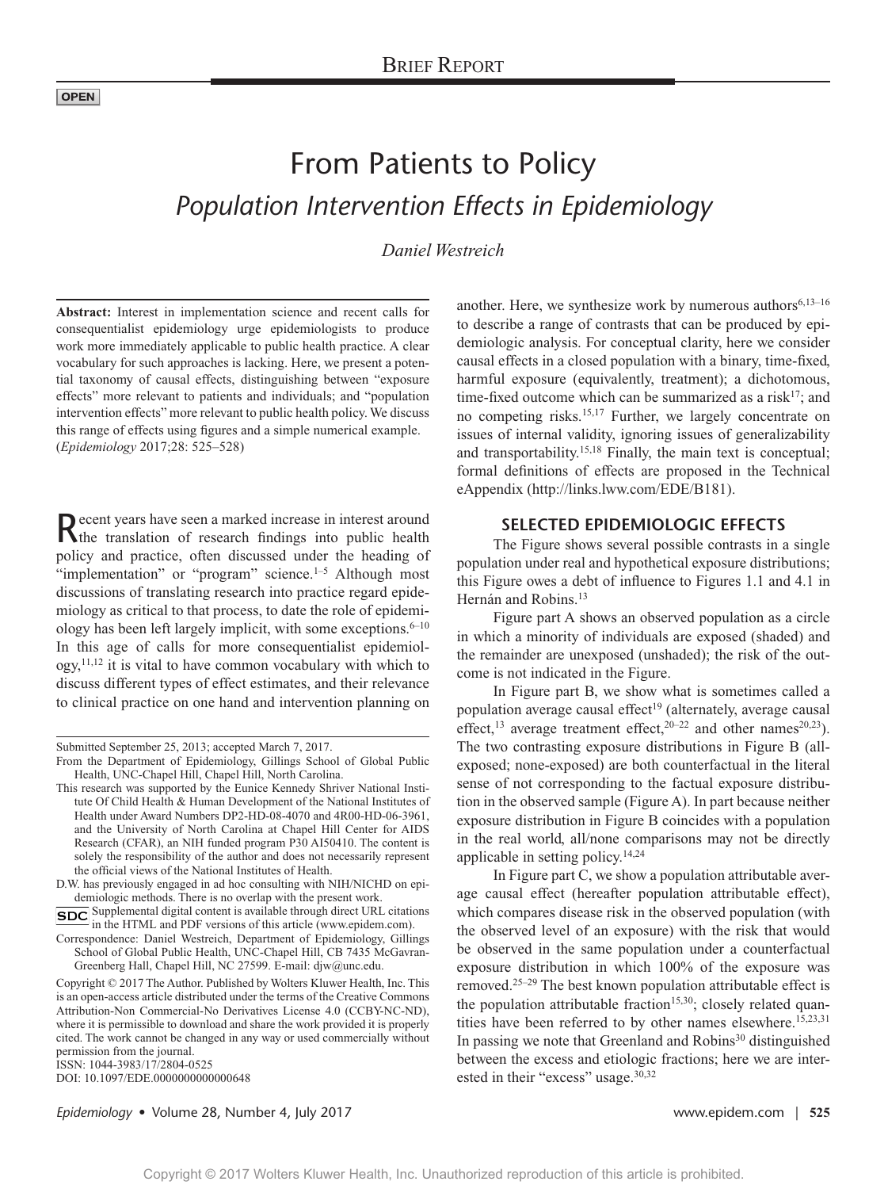OPEN

# From Patients to Policy

## *Population Intervention Effects in Epidemiology*

*Daniel Westreich*

**Abstract:** Interest in implementation science and recent calls for consequentialist epidemiology urge epidemiologists to produce work more immediately applicable to public health practice. A clear vocabulary for such approaches is lacking. Here, we present a potential taxonomy of causal effects, distinguishing between "exposure effects" more relevant to patients and individuals; and "population intervention effects" more relevant to public health policy. We discuss this range of effects using figures and a simple numerical example.

(*Epidemiology* 2017;28: 525–528)

Recent years have seen a marked increase in interest around the translation of research findings into public health policy and practice, often discussed under the heading of "implementation" or "program" science.[1–5] Although most discussions of translating research into practice regard epidemiology as critical to that process, to date the role of epidemiology has been left largely implicit, with some exceptions.[6–10] In this age of calls for more consequentialist epidemiology,[11,12] it is vital to have common vocabulary with which to discuss different types of effect estimates, and their relevance to clinical practice on one hand and intervention planning on another. Here, we synthesize work by numerous authors[6,13–16] to describe a range of contrasts that can be produced by epidemiologic analysis. For conceptual clarity, here we consider causal effects in a closed population with a binary, time-fixed, harmful exposure (equivalently, treatment); a dichotomous, time-fixed outcome which can be summarized as a risk[17]; and no competing risks.[15,17] Further, we largely concentrate on issues of internal validity, ignoring issues of generalizability and transportability.[15,18] Finally, the main text is conceptual; formal definitions of effects are proposed in the Technical eAppendix (http://links.lww.com/EDE/B181).

## SELECTED EPIDEMIOLOGIC EFFECTS

The Figure shows several possible contrasts in a single population under real and hypothetical exposure distributions; this Figure owes a debt of influence to Figures 1.1 and 4.1 in Hernán and Robins.[13]

Figure part A shows an observed population as a circle in which a minority of individuals are exposed (shaded) and the remainder are unexposed (unshaded); the risk of the outcome is not indicated in the Figure.

In Figure part B, we show what is sometimes called a population average causal effect[19] (alternately, average causal effect,[13] average treatment effect,[20–22] and other names[20,23]). The two contrasting exposure distributions in Figure B (all-exposed; none-exposed) are both counterfactual in the literal sense of not corresponding to the factual exposure distribution in the observed sample (Figure A). In part because neither exposure distribution in Figure B coincides with a population in the real world, all/none comparisons may not be directly applicable in setting policy.[14,24]

In Figure part C, we show a population attributable average causal effect (hereafter population attributable effect), which compares disease risk in the observed population (with the observed level of an exposure) with the risk that would be observed in the same population under a counterfactual exposure distribution in which 100% of the exposure was removed.[25–29] The best known population attributable effect is the population attributable fraction[15,30]; closely related quantities have been referred to by other names elsewhere.[15,23,31] In passing we note that Greenland and Robins[30] distinguished between the excess and etiologic fractions; here we are interested in their "excess" usage.[30,32]

---

Submitted September 25, 2013; accepted March 7, 2017.

From the Department of Epidemiology, Gillings School of Global Public Health, UNC-Chapel Hill, Chapel Hill, North Carolina.

This research was supported by the Eunice Kennedy Shriver National Institute Of Child Health & Human Development of the National Institutes of Health under Award Numbers DP2-HD-08-4070 and 4R00-HD-06-3961, and the University of North Carolina at Chapel Hill Center for AIDS Research (CFAR), an NIH funded program P30 AI50410. The content is solely the responsibility of the author and does not necessarily represent the official views of the National Institutes of Health.

D.W. has previously engaged in ad hoc consulting with NIH/NICHD on epidemiologic methods. There is no overlap with the present work.

SDC Supplemental digital content is available through direct URL citations in the HTML and PDF versions of this article (www.epidem.com).

Correspondence: Daniel Westreich, Department of Epidemiology, Gillings School of Global Public Health, UNC-Chapel Hill, CB 7435 McGavran-Greenberg Hall, Chapel Hill, NC 27599. E-mail: djw@unc.edu.

Copyright © 2017 The Author. Published by Wolters Kluwer Health, Inc. This is an open-access article distributed under the terms of the Creative Commons Attribution-Non Commercial-No Derivatives License 4.0 (CCBY-NC-ND), where it is permissible to download and share the work provided it is properly cited. The work cannot be changed in any way or used commercially without permission from the journal.

ISSN: 1044-3983/17/2804-0525

DOI: 10.1097/EDE.0000000000000648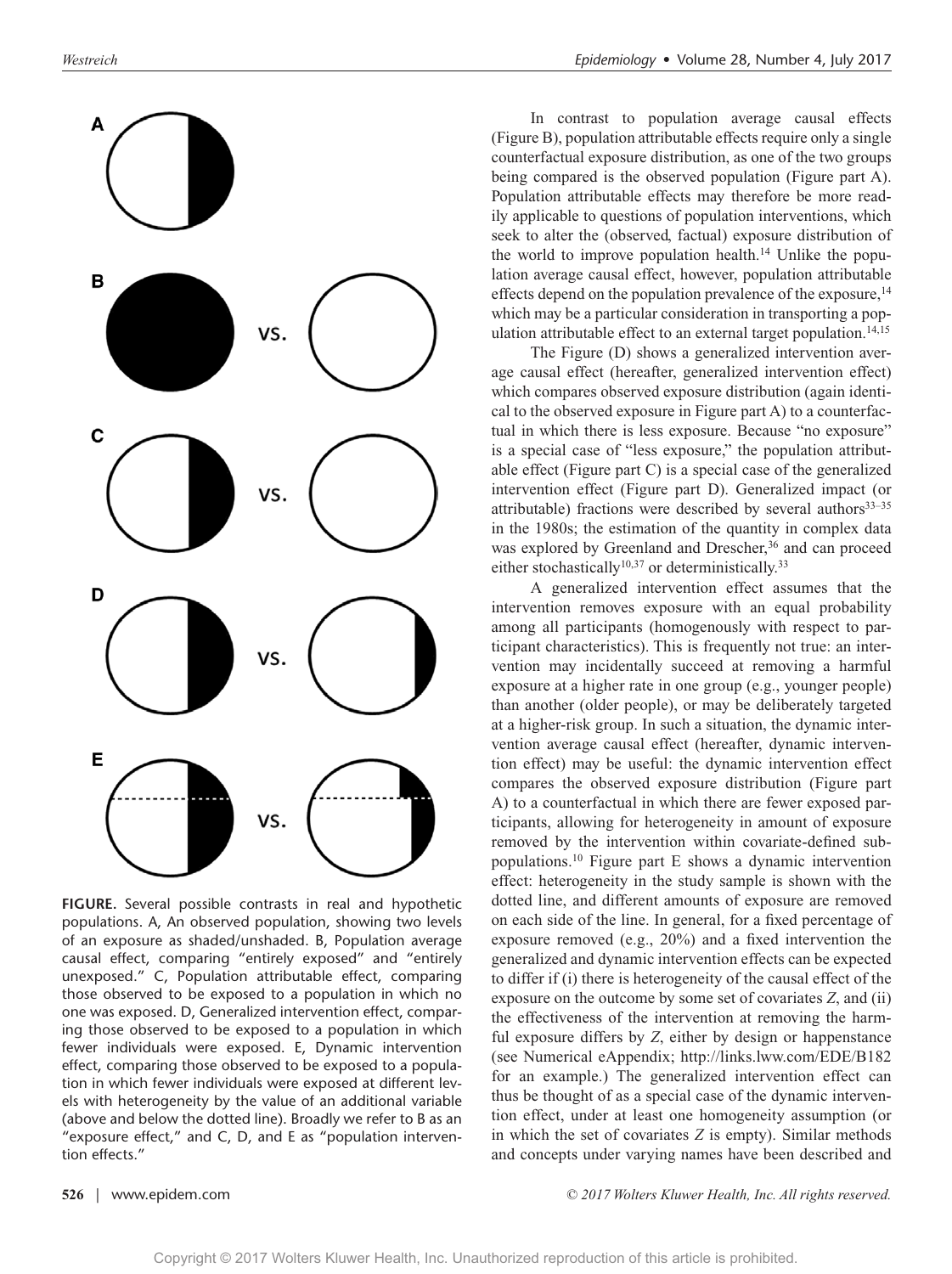**FIGURE.** Several possible contrasts in real and hypothetic populations. A, An observed population, showing two levels of an exposure as shaded/unshaded. B, Population average causal effect, comparing "entirely exposed" and "entirely unexposed." C, Population attributable effect, comparing those observed to be exposed to a population in which no one was exposed. D, Generalized intervention effect, comparing those observed to be exposed to a population in which fewer individuals were exposed. E, Dynamic intervention effect, comparing those observed to be exposed to a population in which fewer individuals were exposed at different levels with heterogeneity by the value of an additional variable (above and below the dotted line). Broadly we refer to B as an "exposure effect," and C, D, and E as "population intervention effects."

In contrast to population average causal effects (Figure B), population attributable effects require only a single counterfactual exposure distribution, as one of the two groups being compared is the observed population (Figure part A). Population attributable effects may therefore be more readily applicable to questions of population interventions, which seek to alter the (observed, factual) exposure distribution of the world to improve population health.[14] Unlike the population average causal effect, however, population attributable effects depend on the population prevalence of the exposure,[14] which may be a particular consideration in transporting a population attributable effect to an external target population.[14,15]

The Figure (D) shows a generalized intervention average causal effect (hereafter, generalized intervention effect) which compares observed exposure distribution (again identical to the observed exposure in Figure part A) to a counterfactual in which there is less exposure. Because "no exposure" is a special case of "less exposure," the population attributable effect (Figure part C) is a special case of the generalized intervention effect (Figure part D). Generalized impact (or attributable) fractions were described by several authors[33–35] in the 1980s; the estimation of the quantity in complex data was explored by Greenland and Drescher,[36] and can proceed either stochastically[10,37] or deterministically.[33]

A generalized intervention effect assumes that the intervention removes exposure with an equal probability among all participants (homogenously with respect to participant characteristics). This is frequently not true: an intervention may incidentally succeed at removing a harmful exposure at a higher rate in one group (e.g., younger people) than another (older people), or may be deliberately targeted at a higher-risk group. In such a situation, the dynamic intervention average causal effect (hereafter, dynamic intervention effect) may be useful: the dynamic intervention effect compares the observed exposure distribution (Figure part A) to a counterfactual in which there are fewer exposed participants, allowing for heterogeneity in amount of exposure removed by the intervention within covariate-defined subpopulations.[10] Figure part E shows a dynamic intervention effect: heterogeneity in the study sample is shown with the dotted line, and different amounts of exposure are removed on each side of the line. In general, for a fixed percentage of exposure removed (e.g., 20%) and a fixed intervention the generalized and dynamic intervention effects can be expected to differ if (i) there is heterogeneity of the causal effect of the exposure on the outcome by some set of covariates $Z$, and (ii) the effectiveness of the intervention at removing the harmful exposure differs by $Z$, either by design or happenstance (see Numerical eAppendix; http://links.lww.com/EDE/B182 for an example.) The generalized intervention effect can thus be thought of as a special case of the dynamic intervention effect, under at least one homogeneity assumption (or in which the set of covariates $Z$ is empty). Similar methods and concepts under varying names have been described and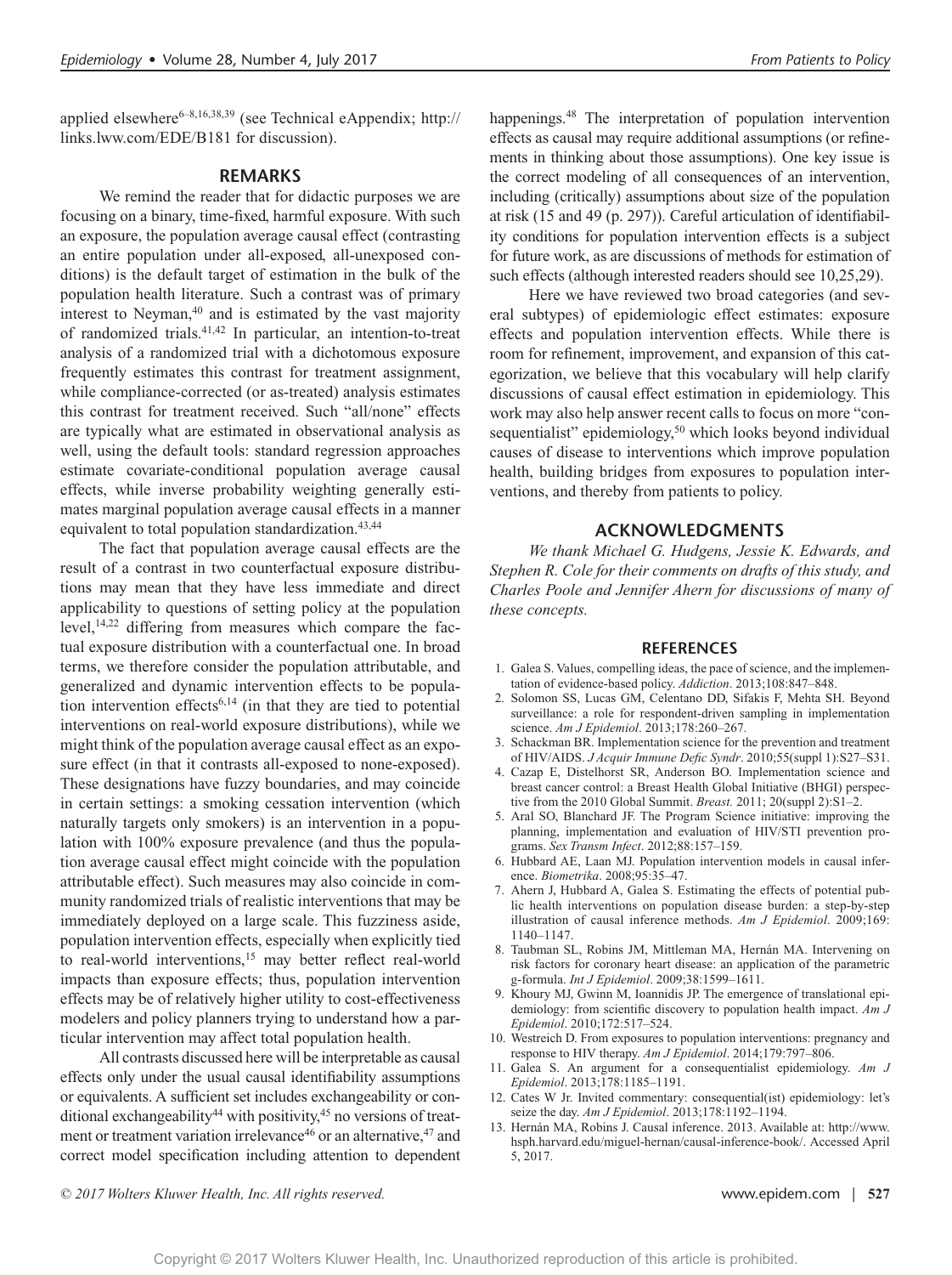applied elsewhere[6–8,16,38,39] (see Technical eAppendix; http://links.lww.com/EDE/B181 for discussion).

## REMARKS

We remind the reader that for didactic purposes we are focusing on a binary, time-fixed, harmful exposure. With such an exposure, the population average causal effect (contrasting an entire population under all-exposed, all-unexposed conditions) is the default target of estimation in the bulk of the population health literature. Such a contrast was of primary interest to Neyman,[40] and is estimated by the vast majority of randomized trials.[41,42] In particular, an intention-to-treat analysis of a randomized trial with a dichotomous exposure frequently estimates this contrast for treatment assignment, while compliance-corrected (or as-treated) analysis estimates this contrast for treatment received. Such "all/none" effects are typically what are estimated in observational analysis as well, using the default tools: standard regression approaches estimate covariate-conditional population average causal effects, while inverse probability weighting generally estimates marginal population average causal effects in a manner equivalent to total population standardization.[43,44]

The fact that population average causal effects are the result of a contrast in two counterfactual exposure distributions may mean that they have less immediate and direct applicability to questions of setting policy at the population level,[14,22] differing from measures which compare the factual exposure distribution with a counterfactual one. In broad terms, we therefore consider the population attributable, and generalized and dynamic intervention effects to be population intervention effects[6,14] (in that they are tied to potential interventions on real-world exposure distributions), while we might think of the population average causal effect as an exposure effect (in that it contrasts all-exposed to none-exposed). These designations have fuzzy boundaries, and may coincide in certain settings: a smoking cessation intervention (which naturally targets only smokers) is an intervention in a population with 100% exposure prevalence (and thus the population average causal effect might coincide with the population attributable effect). Such measures may also coincide in community randomized trials of realistic interventions that may be immediately deployed on a large scale. This fuzziness aside, population intervention effects, especially when explicitly tied to real-world interventions,[15] may better reflect real-world impacts than exposure effects; thus, population intervention effects may be of relatively higher utility to cost-effectiveness modelers and policy planners trying to understand how a particular intervention may affect total population health.

All contrasts discussed here will be interpretable as causal effects only under the usual causal identifiability assumptions or equivalents. A sufficient set includes exchangeability or conditional exchangeability[44] with positivity,[45] no versions of treatment or treatment variation irrelevance[46] or an alternative,[47] and correct model specification including attention to dependent happenings.[48] The interpretation of population intervention effects as causal may require additional assumptions (or refinements in thinking about those assumptions). One key issue is the correct modeling of all consequences of an intervention, including (critically) assumptions about size of the population at risk (15 and 49 (p. 297)). Careful articulation of identifiability conditions for population intervention effects is a subject for future work, as are discussions of methods for estimation of such effects (although interested readers should see 10,25,29).

Here we have reviewed two broad categories (and several subtypes) of epidemiologic effect estimates: exposure effects and population intervention effects. While there is room for refinement, improvement, and expansion of this categorization, we believe that this vocabulary will help clarify discussions of causal effect estimation in epidemiology. This work may also help answer recent calls to focus on more "consequentialist" epidemiology,[50] which looks beyond individual causes of disease to interventions which improve population health, building bridges from exposures to population interventions, and thereby from patients to policy.

## ACKNOWLEDGMENTS

*We thank Michael G. Hudgens, Jessie K. Edwards, and Stephen R. Cole for their comments on drafts of this study, and Charles Poole and Jennifer Ahern for discussions of many of these concepts.*

## REFERENCES

1. Galea S. Values, compelling ideas, the pace of science, and the implementation of evidence-based policy. *Addiction*. 2013;108:847–848.
2. Solomon SS, Lucas GM, Celentano DD, Sifakis F, Mehta SH. Beyond surveillance: a role for respondent-driven sampling in implementation science. *Am J Epidemiol*. 2013;178:260–267.
3. Schackman BR. Implementation science for the prevention and treatment of HIV/AIDS. *J Acquir Immune Defic Syndr*. 2010;55(suppl 1):S27–S31.
4. Cazap E, Distelhorst SR, Anderson BO. Implementation science and breast cancer control: a Breast Health Global Initiative (BHGI) perspective from the 2010 Global Summit. *Breast.* 2011; 20(suppl 2):S1–2.
5. Aral SO, Blanchard JF. The Program Science initiative: improving the planning, implementation and evaluation of HIV/STI prevention programs. *Sex Transm Infect*. 2012;88:157–159.
6. Hubbard AE, Laan MJ. Population intervention models in causal inference. *Biometrika*. 2008;95:35–47.
7. Ahern J, Hubbard A, Galea S. Estimating the effects of potential public health interventions on population disease burden: a step-by-step illustration of causal inference methods. *Am J Epidemiol*. 2009;169: 1140–1147.
8. Taubman SL, Robins JM, Mittleman MA, Hernán MA. Intervening on risk factors for coronary heart disease: an application of the parametric g-formula. *Int J Epidemiol*. 2009;38:1599–1611.
9. Khoury MJ, Gwinn M, Ioannidis JP. The emergence of translational epidemiology: from scientific discovery to population health impact. *Am J Epidemiol*. 2010;172:517–524.
10. Westreich D. From exposures to population interventions: pregnancy and response to HIV therapy. *Am J Epidemiol*. 2014;179:797–806.
11. Galea S. An argument for a consequentialist epidemiology. *Am J Epidemiol*. 2013;178:1185–1191.
12. Cates W Jr. Invited commentary: consequential(ist) epidemiology: let's seize the day. *Am J Epidemiol*. 2013;178:1192–1194.
13. Hernán MA, Robins J. Causal inference. 2013. Available at: http://www.hsph.harvard.edu/miguel-hernan/causal-inference-book/. Accessed April 5, 2017.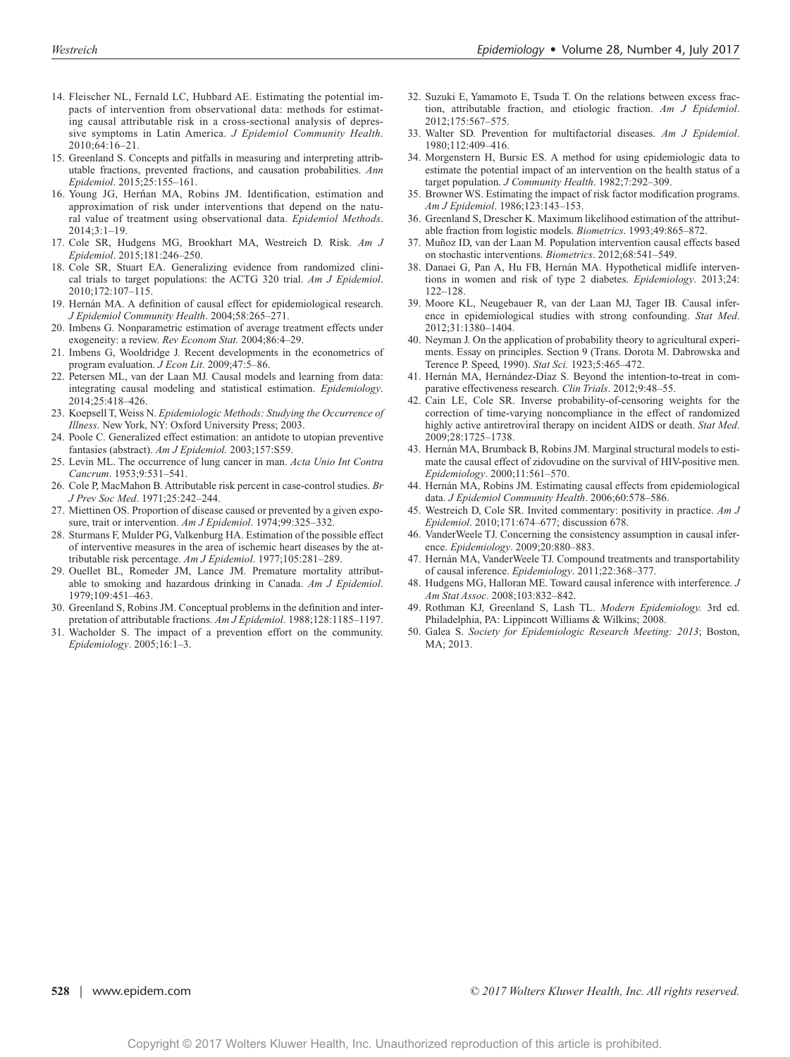14. Fleischer NL, Fernald LC, Hubbard AE. Estimating the potential impacts of intervention from observational data: methods for estimating causal attributable risk in a cross-sectional analysis of depressive symptoms in Latin America. *J Epidemiol Community Health*. 2010;64:16–21.
15. Greenland S. Concepts and pitfalls in measuring and interpreting attributable fractions, prevented fractions, and causation probabilities. *Ann Epidemiol*. 2015;25:155–161.
16. Young JG, Herńan MA, Robins JM. Identification, estimation and approximation of risk under interventions that depend on the natural value of treatment using observational data. *Epidemiol Methods*. 2014;3:1–19.
17. Cole SR, Hudgens MG, Brookhart MA, Westreich D. Risk. *Am J Epidemiol*. 2015;181:246–250.
18. Cole SR, Stuart EA. Generalizing evidence from randomized clinical trials to target populations: the ACTG 320 trial. *Am J Epidemiol*. 2010;172:107–115.
19. Hernán MA. A definition of causal effect for epidemiological research. *J Epidemiol Community Health*. 2004;58:265–271.
20. Imbens G. Nonparametric estimation of average treatment effects under exogeneity: a review. *Rev Econom Stat.* 2004;86:4–29.
21. Imbens G, Wooldridge J. Recent developments in the econometrics of program evaluation. *J Econ Lit.* 2009;47:5–86.
22. Petersen ML, van der Laan MJ. Causal models and learning from data: integrating causal modeling and statistical estimation. *Epidemiology*. 2014;25:418–426.
23. Koepsell T, Weiss N. *Epidemiologic Methods: Studying the Occurrence of Illness*. New York, NY: Oxford University Press; 2003.
24. Poole C. Generalized effect estimation: an antidote to utopian preventive fantasies (abstract). *Am J Epidemiol.* 2003;157:S59.
25. Levin ML. The occurrence of lung cancer in man. *Acta Unio Int Contra Cancrum*. 1953;9:531–541.
26. Cole P, MacMahon B. Attributable risk percent in case-control studies. *Br J Prev Soc Med*. 1971;25:242–244.
27. Miettinen OS. Proportion of disease caused or prevented by a given exposure, trait or intervention. *Am J Epidemiol*. 1974;99:325–332.
28. Sturmans F, Mulder PG, Valkenburg HA. Estimation of the possible effect of interventive measures in the area of ischemic heart diseases by the attributable risk percentage. *Am J Epidemiol*. 1977;105:281–289.
29. Ouellet BL, Romeder JM, Lance JM. Premature mortality attributable to smoking and hazardous drinking in Canada. *Am J Epidemiol*. 1979;109:451–463.
30. Greenland S, Robins JM. Conceptual problems in the definition and interpretation of attributable fractions. *Am J Epidemiol*. 1988;128:1185–1197.
31. Wacholder S. The impact of a prevention effort on the community. *Epidemiology*. 2005;16:1–3.
32. Suzuki E, Yamamoto E, Tsuda T. On the relations between excess fraction, attributable fraction, and etiologic fraction. *Am J Epidemiol*. 2012;175:567–575.
33. Walter SD. Prevention for multifactorial diseases. *Am J Epidemiol*. 1980;112:409–416.
34. Morgenstern H, Bursic ES. A method for using epidemiologic data to estimate the potential impact of an intervention on the health status of a target population. *J Community Health*. 1982;7:292–309.
35. Browner WS. Estimating the impact of risk factor modification programs. *Am J Epidemiol*. 1986;123:143–153.
36. Greenland S, Drescher K. Maximum likelihood estimation of the attributable fraction from logistic models. *Biometrics*. 1993;49:865–872.
37. Muñoz ID, van der Laan M. Population intervention causal effects based on stochastic interventions. *Biometrics*. 2012;68:541–549.
38. Danaei G, Pan A, Hu FB, Hernán MA. Hypothetical midlife interventions in women and risk of type 2 diabetes. *Epidemiology*. 2013;24: 122–128.
39. Moore KL, Neugebauer R, van der Laan MJ, Tager IB. Causal inference in epidemiological studies with strong confounding. *Stat Med*. 2012;31:1380–1404.
40. Neyman J. On the application of probability theory to agricultural experiments. Essay on principles. Section 9 (Trans. Dorota M. Dabrowska and Terence P. Speed, 1990). *Stat Sci.* 1923;5:465–472.
41. Hernán MA, Hernández-Díaz S. Beyond the intention-to-treat in comparative effectiveness research. *Clin Trials*. 2012;9:48–55.
42. Cain LE, Cole SR. Inverse probability-of-censoring weights for the correction of time-varying noncompliance in the effect of randomized highly active antiretroviral therapy on incident AIDS or death. *Stat Med*. 2009;28:1725–1738.
43. Hernán MA, Brumback B, Robins JM. Marginal structural models to estimate the causal effect of zidovudine on the survival of HIV-positive men. *Epidemiology*. 2000;11:561–570.
44. Hernán MA, Robins JM. Estimating causal effects from epidemiological data. *J Epidemiol Community Health*. 2006;60:578–586.
45. Westreich D, Cole SR. Invited commentary: positivity in practice. *Am J Epidemiol*. 2010;171:674–677; discussion 678.
46. VanderWeele TJ. Concerning the consistency assumption in causal inference. *Epidemiology*. 2009;20:880–883.
47. Hernán MA, VanderWeele TJ. Compound treatments and transportability of causal inference. *Epidemiology*. 2011;22:368–377.
48. Hudgens MG, Halloran ME. Toward causal inference with interference. *J Am Stat Assoc*. 2008;103:832–842.
49. Rothman KJ, Greenland S, Lash TL. *Modern Epidemiology.* 3rd ed. Philadelphia, PA: Lippincott Williams & Wilkins; 2008.
50. Galea S. *Society for Epidemiologic Research Meeting: 2013*; Boston, MA; 2013.